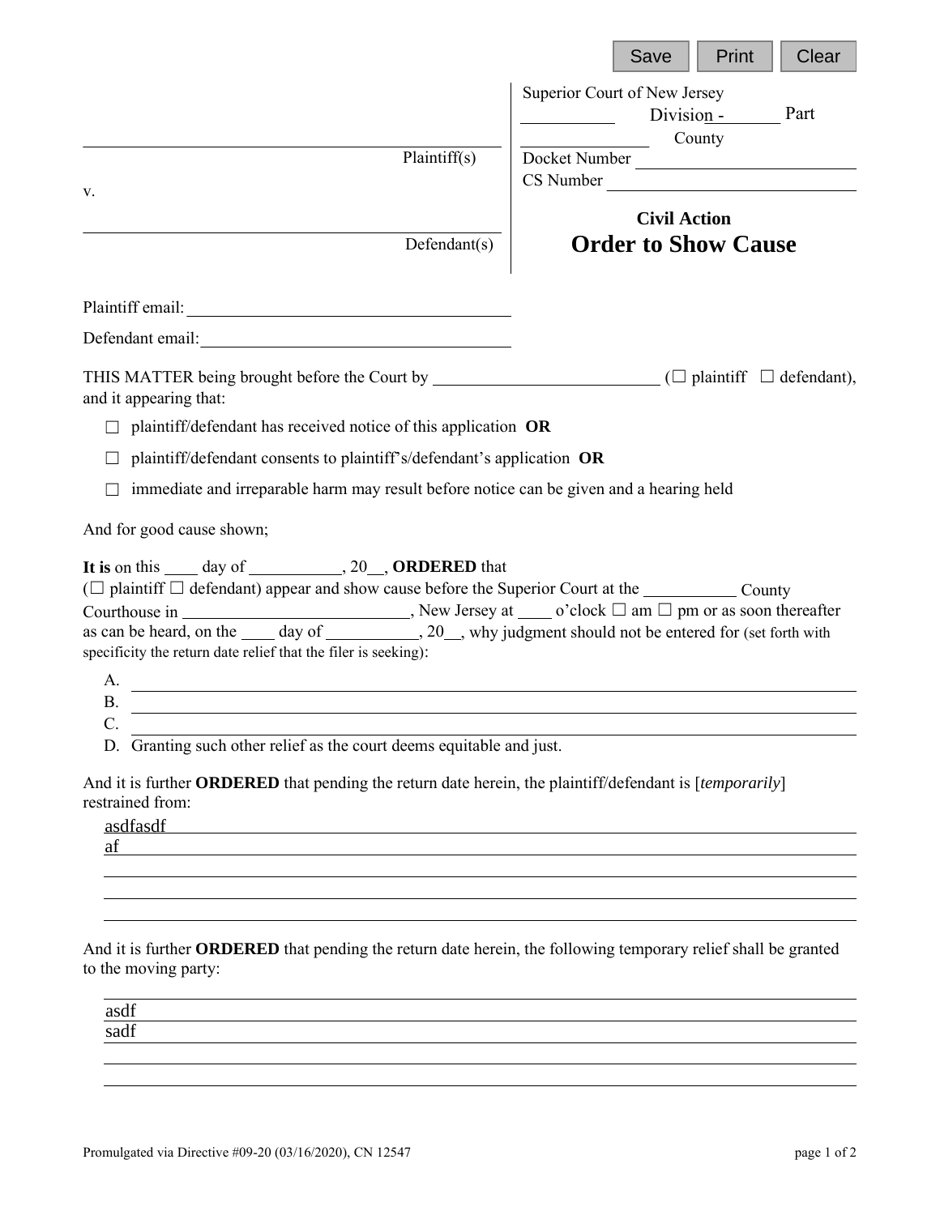Save | Print | Clear

Superior Court of New Jersey
\_\_\_\_\_\_\_\_\_\_ Division - \_\_\_\_\_\_\_ Part
\_\_\_\_\_\_\_\_\_\_\_\_\_\_\_ County
Docket Number \_\_\_\_\_\_\_\_\_\_\_\_\_\_\_\_\_\_\_\_
CS Number \_\_\_\_\_\_\_\_\_\_\_\_\_\_\_\_\_\_\_\_

\_\_\_\_\_\_\_\_\_\_\_\_\_\_\_\_\_\_\_\_\_\_\_\_\_\_\_\_\_\_\_\_\_\_\_\_\_\_\_\_\_\_\_\_
Plaintiff(s)

v.

\_\_\_\_\_\_\_\_\_\_\_\_\_\_\_\_\_\_\_\_\_\_\_\_\_\_\_\_\_\_\_\_\_\_\_\_\_\_\_\_\_\_\_\_
Defendant(s)

**Civil Action**

# Order to Show Cause

Plaintiff email: \_\_\_\_\_\_\_\_\_\_\_\_\_\_\_\_\_\_\_\_\_\_\_\_\_\_\_\_\_\_\_\_\_\_\_\_\_\_\_\_

Defendant email: \_\_\_\_\_\_\_\_\_\_\_\_\_\_\_\_\_\_\_\_\_\_\_\_\_\_\_\_\_\_\_\_\_\_\_\_\_\_\_\_

THIS MATTER being brought before the Court by \_\_\_\_\_\_\_\_\_\_\_\_\_\_\_\_\_\_\_\_\_\_\_\_\_\_\_\_ (☐ plaintiff ☐ defendant), and it appearing that:

- ☐ plaintiff/defendant has received notice of this application **OR**
- ☐ plaintiff/defendant consents to plaintiff's/defendant's application **OR**
- ☐ immediate and irreparable harm may result before notice can be given and a hearing held

And for good cause shown;

**It is** on this \_\_\_\_ day of \_\_\_\_\_\_\_\_\_\_\_, 20\_\_, **ORDERED** that (☐ plaintiff ☐ defendant) appear and show cause before the Superior Court at the \_\_\_\_\_\_\_\_\_\_\_ County Courthouse in \_\_\_\_\_\_\_\_\_\_\_\_\_\_\_\_\_\_\_\_\_\_\_\_\_\_\_\_, New Jersey at \_\_\_\_ o'clock ☐ am ☐ pm or as soon thereafter as can be heard, on the \_\_\_\_ day of \_\_\_\_\_\_\_\_\_\_\_, 20\_\_, why judgment should not be entered for (set forth with specificity the return date relief that the filer is seeking):

A. \_\_\_\_\_\_\_\_\_\_\_\_\_\_\_\_\_\_\_\_\_\_\_\_\_\_\_\_\_\_\_\_\_\_\_\_\_\_\_\_\_\_\_\_\_\_\_\_\_\_\_\_\_\_\_\_\_\_\_\_
B. \_\_\_\_\_\_\_\_\_\_\_\_\_\_\_\_\_\_\_\_\_\_\_\_\_\_\_\_\_\_\_\_\_\_\_\_\_\_\_\_\_\_\_\_\_\_\_\_\_\_\_\_\_\_\_\_\_\_\_\_
C. \_\_\_\_\_\_\_\_\_\_\_\_\_\_\_\_\_\_\_\_\_\_\_\_\_\_\_\_\_\_\_\_\_\_\_\_\_\_\_\_\_\_\_\_\_\_\_\_\_\_\_\_\_\_\_\_\_\_\_\_
D. Granting such other relief as the court deems equitable and just.

And it is further **ORDERED** that pending the return date herein, the plaintiff/defendant is [*temporarily*] restrained from:

asdfasdf
af

And it is further **ORDERED** that pending the return date herein, the following temporary relief shall be granted to the moving party:

asdf
sadf

Promulgated via Directive #09-20 (03/16/2020), CN 12547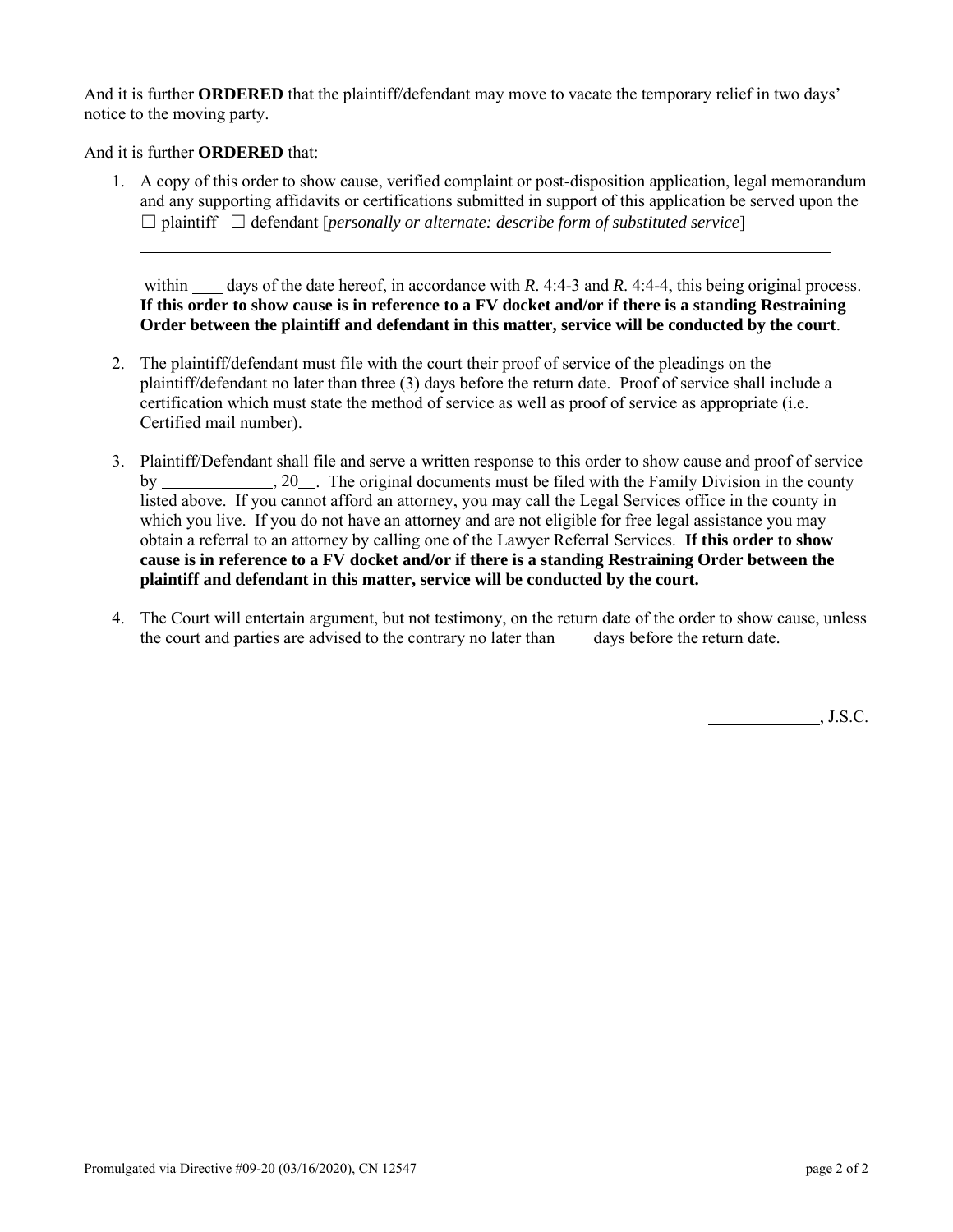And it is further **ORDERED** that the plaintiff/defendant may move to vacate the temporary relief in two days' notice to the moving party.

And it is further **ORDERED** that:

1. A copy of this order to show cause, verified complaint or post-disposition application, legal memorandum and any supporting affidavits or certifications submitted in support of this application be served upon the ☐ plaintiff ☐ defendant [*personally or alternate: describe form of substituted service*]

   ______________________________________________________________________

   ______________________________________________________________________

   within ____ days of the date hereof, in accordance with *R*. 4:4-3 and *R*. 4:4-4, this being original process. **If this order to show cause is in reference to a FV docket and/or if there is a standing Restraining Order between the plaintiff and defendant in this matter, service will be conducted by the court**.

2. The plaintiff/defendant must file with the court their proof of service of the pleadings on the plaintiff/defendant no later than three (3) days before the return date. Proof of service shall include a certification which must state the method of service as well as proof of service as appropriate (i.e. Certified mail number).

3. Plaintiff/Defendant shall file and serve a written response to this order to show cause and proof of service by ____________, 20__. The original documents must be filed with the Family Division in the county listed above. If you cannot afford an attorney, you may call the Legal Services office in the county in which you live. If you do not have an attorney and are not eligible for free legal assistance you may obtain a referral to an attorney by calling one of the Lawyer Referral Services. **If this order to show cause is in reference to a FV docket and/or if there is a standing Restraining Order between the plaintiff and defendant in this matter, service will be conducted by the court.**

4. The Court will entertain argument, but not testimony, on the return date of the order to show cause, unless the court and parties are advised to the contrary no later than ____ days before the return date.

________________________________________

____________, J.S.C.

Promulgated via Directive #09-20 (03/16/2020), CN 12547